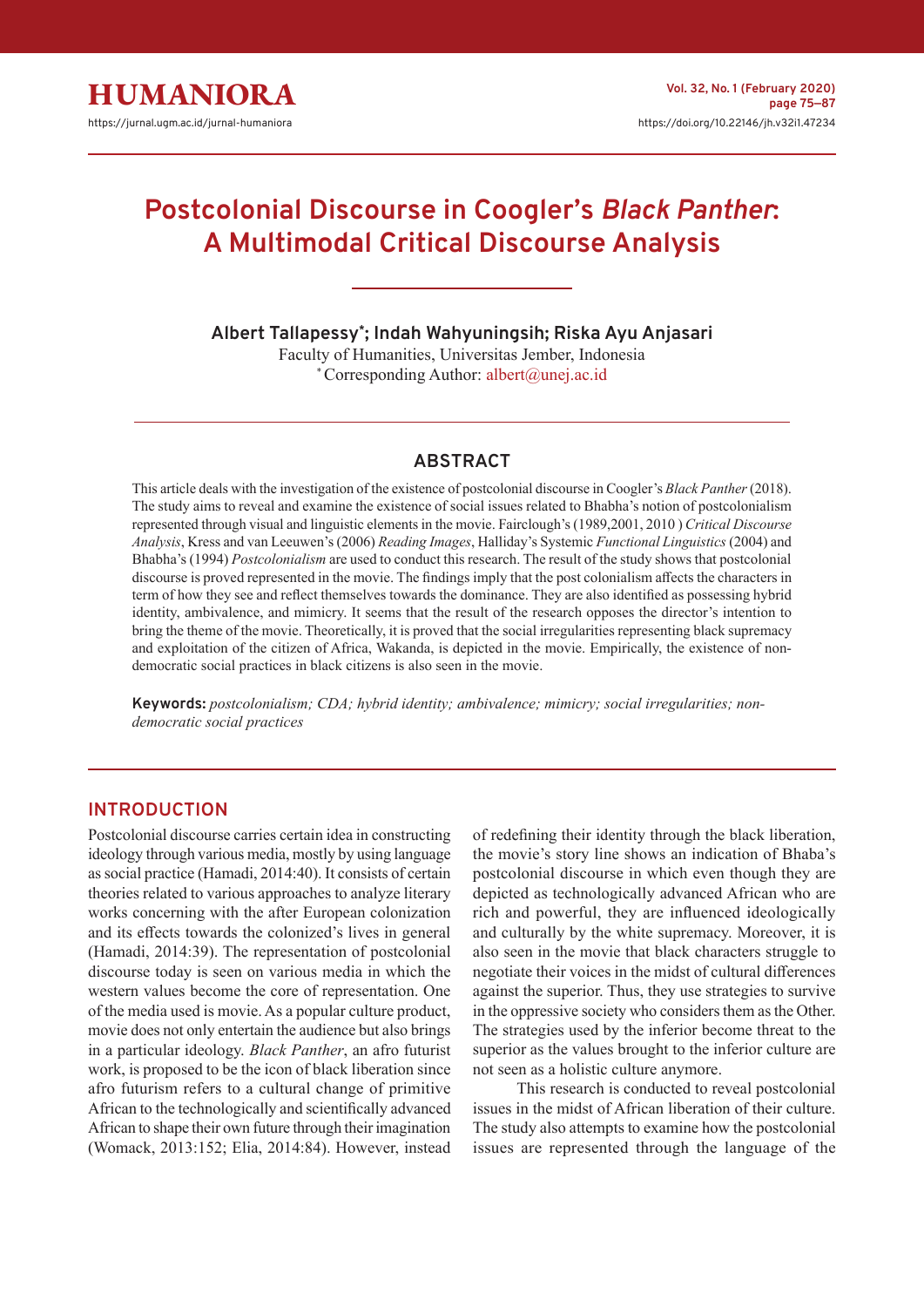# Postcolonial Discourse in Coogler's *Black Panther*: A Multimodal Critical Discourse Analysis

**Albert Tallapessy\*; Indah Wahyuningsih; Riska Ayu Anjasari**

Faculty of Humanities, Universitas Jember, Indonesia

\* Corresponding Author: albert@unej.ac.id

## ABSTRACT

This article deals with the investigation of the existence of postcolonial discourse in Coogler's *Black Panther* (2018). The study aims to reveal and examine the existence of social issues related to Bhabha's notion of postcolonialism represented through visual and linguistic elements in the movie. Fairclough's (1989,2001, 2010 ) *Critical Discourse Analysis*, Kress and van Leeuwen's (2006) *Reading Images*, Halliday's Systemic *Functional Linguistics* (2004) and Bhabha's (1994) *Postcolonialism* are used to conduct this research. The result of the study shows that postcolonial discourse is proved represented in the movie. The findings imply that the post colonialism affects the characters in term of how they see and reflect themselves towards the dominance. They are also identified as possessing hybrid identity, ambivalence, and mimicry. It seems that the result of the research opposes the director's intention to bring the theme of the movie. Theoretically, it is proved that the social irregularities representing black supremacy and exploitation of the citizen of Africa, Wakanda, is depicted in the movie. Empirically, the existence of non-democratic social practices in black citizens is also seen in the movie.

**Keywords:** *postcolonialism; CDA; hybrid identity; ambivalence; mimicry; social irregularities; non-democratic social practices*

## INTRODUCTION

Postcolonial discourse carries certain idea in constructing ideology through various media, mostly by using language as social practice (Hamadi, 2014:40). It consists of certain theories related to various approaches to analyze literary works concerning with the after European colonization and its effects towards the colonized's lives in general (Hamadi, 2014:39). The representation of postcolonial discourse today is seen on various media in which the western values become the core of representation. One of the media used is movie. As a popular culture product, movie does not only entertain the audience but also brings in a particular ideology. *Black Panther*, an afro futurist work, is proposed to be the icon of black liberation since afro futurism refers to a cultural change of primitive African to the technologically and scientifically advanced African to shape their own future through their imagination (Womack, 2013:152; Elia, 2014:84). However, instead of redefining their identity through the black liberation, the movie's story line shows an indication of Bhaba's postcolonial discourse in which even though they are depicted as technologically advanced African who are rich and powerful, they are influenced ideologically and culturally by the white supremacy. Moreover, it is also seen in the movie that black characters struggle to negotiate their voices in the midst of cultural differences against the superior. Thus, they use strategies to survive in the oppressive society who considers them as the Other. The strategies used by the inferior become threat to the superior as the values brought to the inferior culture are not seen as a holistic culture anymore.

This research is conducted to reveal postcolonial issues in the midst of African liberation of their culture. The study also attempts to examine how the postcolonial issues are represented through the language of the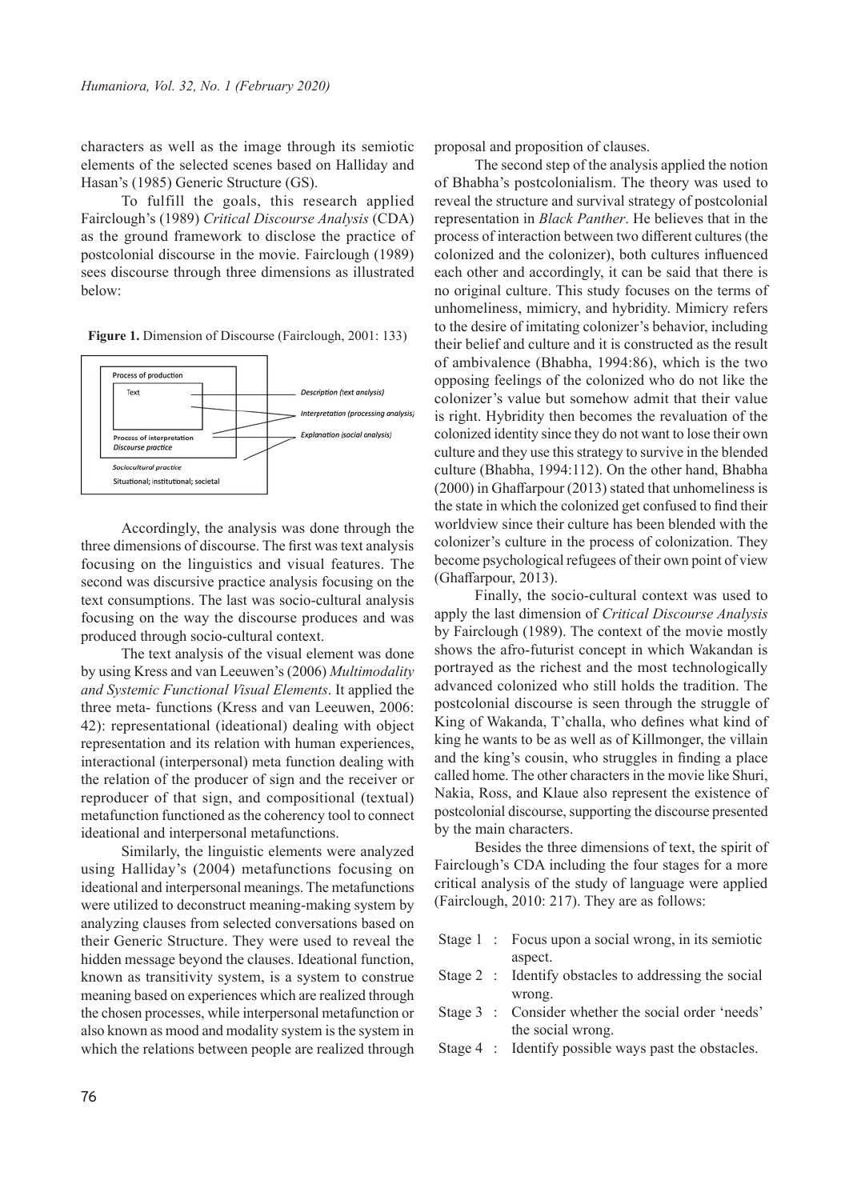characters as well as the image through its semiotic elements of the selected scenes based on Halliday and Hasan's (1985) Generic Structure (GS).

To fulfill the goals, this research applied Fairclough's (1989) *Critical Discourse Analysis* (CDA) as the ground framework to disclose the practice of postcolonial discourse in the movie. Fairclough (1989) sees discourse through three dimensions as illustrated below:

**Figure 1.** Dimension of Discourse (Fairclough, 2001: 133)

Accordingly, the analysis was done through the three dimensions of discourse. The first was text analysis focusing on the linguistics and visual features. The second was discursive practice analysis focusing on the text consumptions. The last was socio-cultural analysis focusing on the way the discourse produces and was produced through socio-cultural context.

The text analysis of the visual element was done by using Kress and van Leeuwen's (2006) *Multimodality and Systemic Functional Visual Elements*. It applied the three meta- functions (Kress and van Leeuwen, 2006: 42): representational (ideational) dealing with object representation and its relation with human experiences, interactional (interpersonal) meta function dealing with the relation of the producer of sign and the receiver or reproducer of that sign, and compositional (textual) metafunction functioned as the coherency tool to connect ideational and interpersonal metafunctions.

Similarly, the linguistic elements were analyzed using Halliday's (2004) metafunctions focusing on ideational and interpersonal meanings. The metafunctions were utilized to deconstruct meaning-making system by analyzing clauses from selected conversations based on their Generic Structure. They were used to reveal the hidden message beyond the clauses. Ideational function, known as transitivity system, is a system to construe meaning based on experiences which are realized through the chosen processes, while interpersonal metafunction or also known as mood and modality system is the system in which the relations between people are realized through proposal and proposition of clauses.

The second step of the analysis applied the notion of Bhabha's postcolonialism. The theory was used to reveal the structure and survival strategy of postcolonial representation in *Black Panther*. He believes that in the process of interaction between two different cultures (the colonized and the colonizer), both cultures influenced each other and accordingly, it can be said that there is no original culture. This study focuses on the terms of unhomeliness, mimicry, and hybridity. Mimicry refers to the desire of imitating colonizer's behavior, including their belief and culture and it is constructed as the result of ambivalence (Bhabha, 1994:86), which is the two opposing feelings of the colonized who do not like the colonizer's value but somehow admit that their value is right. Hybridity then becomes the revaluation of the colonized identity since they do not want to lose their own culture and they use this strategy to survive in the blended culture (Bhabha, 1994:112). On the other hand, Bhabha (2000) in Ghaffarpour (2013) stated that unhomeliness is the state in which the colonized get confused to find their worldview since their culture has been blended with the colonizer's culture in the process of colonization. They become psychological refugees of their own point of view (Ghaffarpour, 2013).

Finally, the socio-cultural context was used to apply the last dimension of *Critical Discourse Analysis* by Fairclough (1989). The context of the movie mostly shows the afro-futurist concept in which Wakandan is portrayed as the richest and the most technologically advanced colonized who still holds the tradition. The postcolonial discourse is seen through the struggle of King of Wakanda, T'challa, who defines what kind of king he wants to be as well as of Killmonger, the villain and the king's cousin, who struggles in finding a place called home. The other characters in the movie like Shuri, Nakia, Ross, and Klaue also represent the existence of postcolonial discourse, supporting the discourse presented by the main characters.

Besides the three dimensions of text, the spirit of Fairclough's CDA including the four stages for a more critical analysis of the study of language were applied (Fairclough, 2010: 217). They are as follows:

- Stage 1 : Focus upon a social wrong, in its semiotic aspect.
- Stage 2 : Identify obstacles to addressing the social wrong.
- Stage 3 : Consider whether the social order 'needs' the social wrong.
- Stage 4 : Identify possible ways past the obstacles.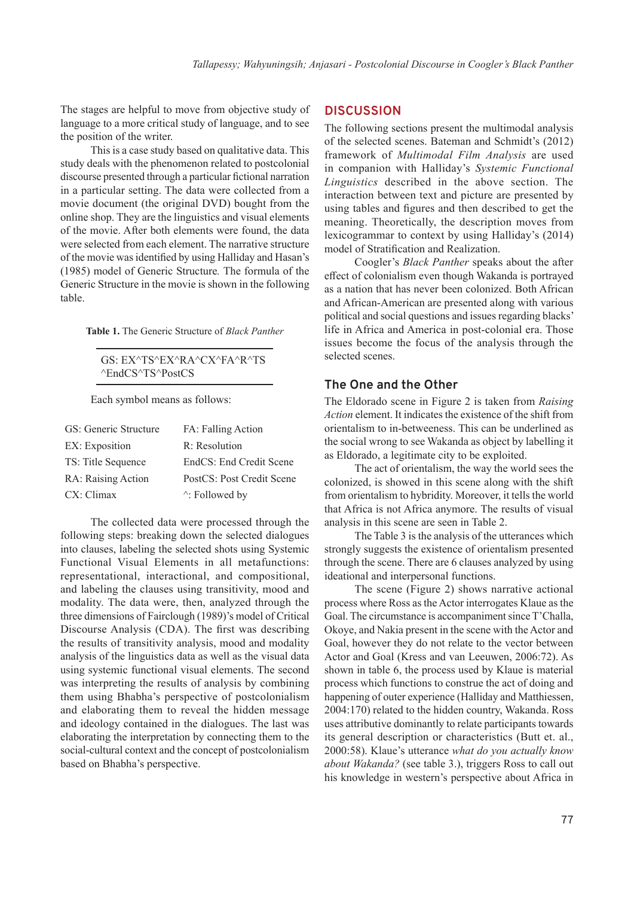The stages are helpful to move from objective study of language to a more critical study of language, and to see the position of the writer.

This is a case study based on qualitative data. This study deals with the phenomenon related to postcolonial discourse presented through a particular fictional narration in a particular setting. The data were collected from a movie document (the original DVD) bought from the online shop. They are the linguistics and visual elements of the movie. After both elements were found, the data were selected from each element. The narrative structure of the movie was identified by using Halliday and Hasan's (1985) model of Generic Structure. The formula of the Generic Structure in the movie is shown in the following table.

**Table 1.** The Generic Structure of *Black Panther*

| GS: EX^TS^EX^RA^CX^FA^R^TS ^EndCS^TS^PostCS |
|---|

Each symbol means as follows:

| | |
|---|---|
| GS: Generic Structure | FA: Falling Action |
| EX: Exposition | R: Resolution |
| TS: Title Sequence | EndCS: End Credit Scene |
| RA: Raising Action | PostCS: Post Credit Scene |
| CX: Climax | ^: Followed by |

The collected data were processed through the following steps: breaking down the selected dialogues into clauses, labeling the selected shots using Systemic Functional Visual Elements in all metafunctions: representational, interactional, and compositional, and labeling the clauses using transitivity, mood and modality. The data were, then, analyzed through the three dimensions of Fairclough (1989)'s model of Critical Discourse Analysis (CDA). The first was describing the results of transitivity analysis, mood and modality analysis of the linguistics data as well as the visual data using systemic functional visual elements. The second was interpreting the results of analysis by combining them using Bhabha's perspective of postcolonialism and elaborating them to reveal the hidden message and ideology contained in the dialogues. The last was elaborating the interpretation by connecting them to the social-cultural context and the concept of postcolonialism based on Bhabha's perspective.

## DISCUSSION

The following sections present the multimodal analysis of the selected scenes. Bateman and Schmidt's (2012) framework of *Multimodal Film Analysis* are used in companion with Halliday's *Systemic Functional Linguistics* described in the above section. The interaction between text and picture are presented by using tables and figures and then described to get the meaning. Theoretically, the description moves from lexicogrammar to context by using Halliday's (2014) model of Stratification and Realization.

Coogler's *Black Panther* speaks about the after effect of colonialism even though Wakanda is portrayed as a nation that has never been colonized. Both African and African-American are presented along with various political and social questions and issues regarding blacks' life in Africa and America in post-colonial era. Those issues become the focus of the analysis through the selected scenes.

### The One and the Other

The Eldorado scene in Figure 2 is taken from *Raising Action* element. It indicates the existence of the shift from orientalism to in-betweeness. This can be underlined as the social wrong to see Wakanda as object by labelling it as Eldorado, a legitimate city to be exploited.

The act of orientalism, the way the world sees the colonized, is showed in this scene along with the shift from orientalism to hybridity. Moreover, it tells the world that Africa is not Africa anymore. The results of visual analysis in this scene are seen in Table 2.

The Table 3 is the analysis of the utterances which strongly suggests the existence of orientalism presented through the scene. There are 6 clauses analyzed by using ideational and interpersonal functions.

The scene (Figure 2) shows narrative actional process where Ross as the Actor interrogates Klaue as the Goal. The circumstance is accompaniment since T'Challa, Okoye, and Nakia present in the scene with the Actor and Goal, however they do not relate to the vector between Actor and Goal (Kress and van Leeuwen, 2006:72). As shown in table 6, the process used by Klaue is material process which functions to construe the act of doing and happening of outer experience (Halliday and Matthiessen, 2004:170) related to the hidden country, Wakanda. Ross uses attributive dominantly to relate participants towards its general description or characteristics (Butt et. al., 2000:58). Klaue's utterance *what do you actually know about Wakanda?* (see table 3.), triggers Ross to call out his knowledge in western's perspective about Africa in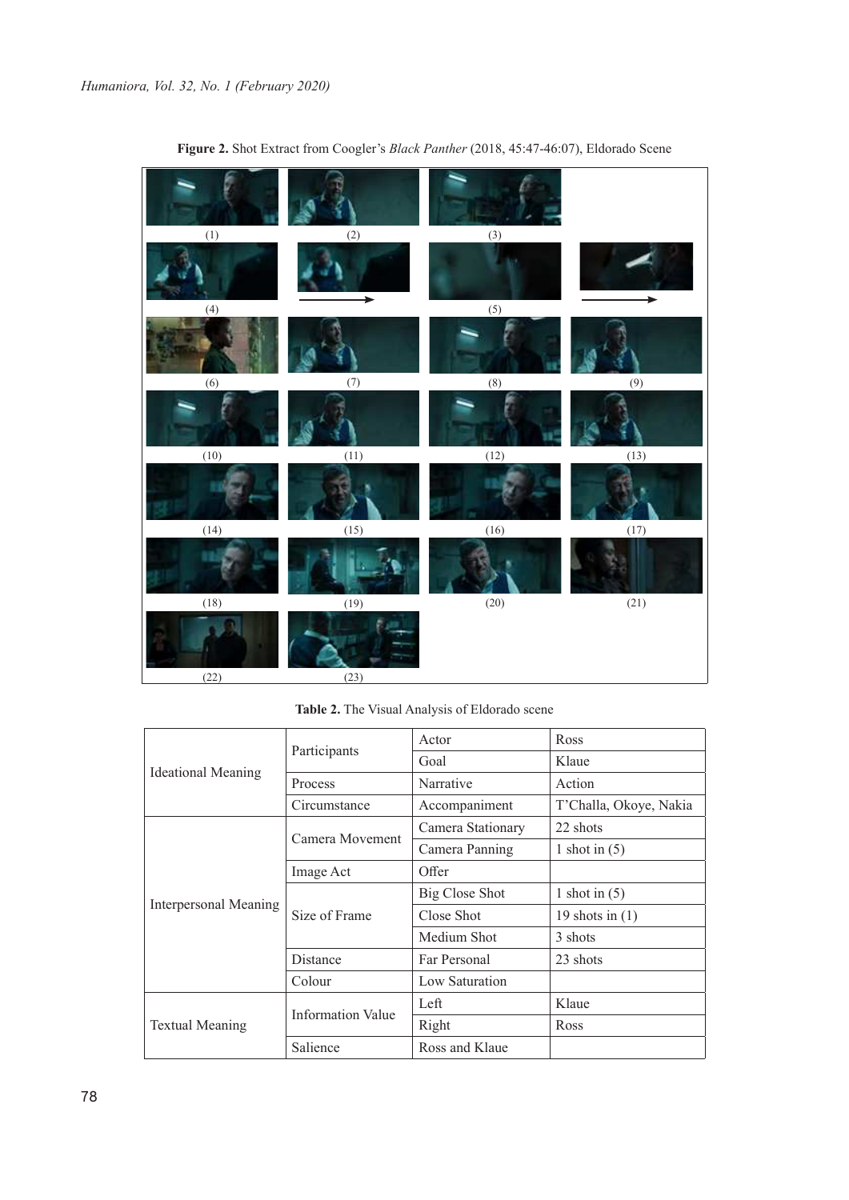**Figure 2.** Shot Extract from Coogler's *Black Panther* (2018, 45:47-46:07), Eldorado Scene

(1) (2) (3)

(4) (5)

(6) (7) (8) (9)

(10) (11) (12) (13)

(14) (15) (16) (17)

(18) (19) (20) (21)

(22) (23)

**Table 2.** The Visual Analysis of Eldorado scene

| | | | |
|---|---|---|---|
| Ideational Meaning | Participants | Actor | Ross |
| | | Goal | Klaue |
| | Process | Narrative | Action |
| | Circumstance | Accompaniment | T'Challa, Okoye, Nakia |
| Interpersonal Meaning | Camera Movement | Camera Stationary | 22 shots |
| | | Camera Panning | 1 shot in (5) |
| | Image Act | Offer | |
| | Size of Frame | Big Close Shot | 1 shot in (5) |
| | | Close Shot | 19 shots in (1) |
| | | Medium Shot | 3 shots |
| | Distance | Far Personal | 23 shots |
| | Colour | Low Saturation | |
| Textual Meaning | Information Value | Left | Klaue |
| | | Right | Ross |
| | Salience | Ross and Klaue | |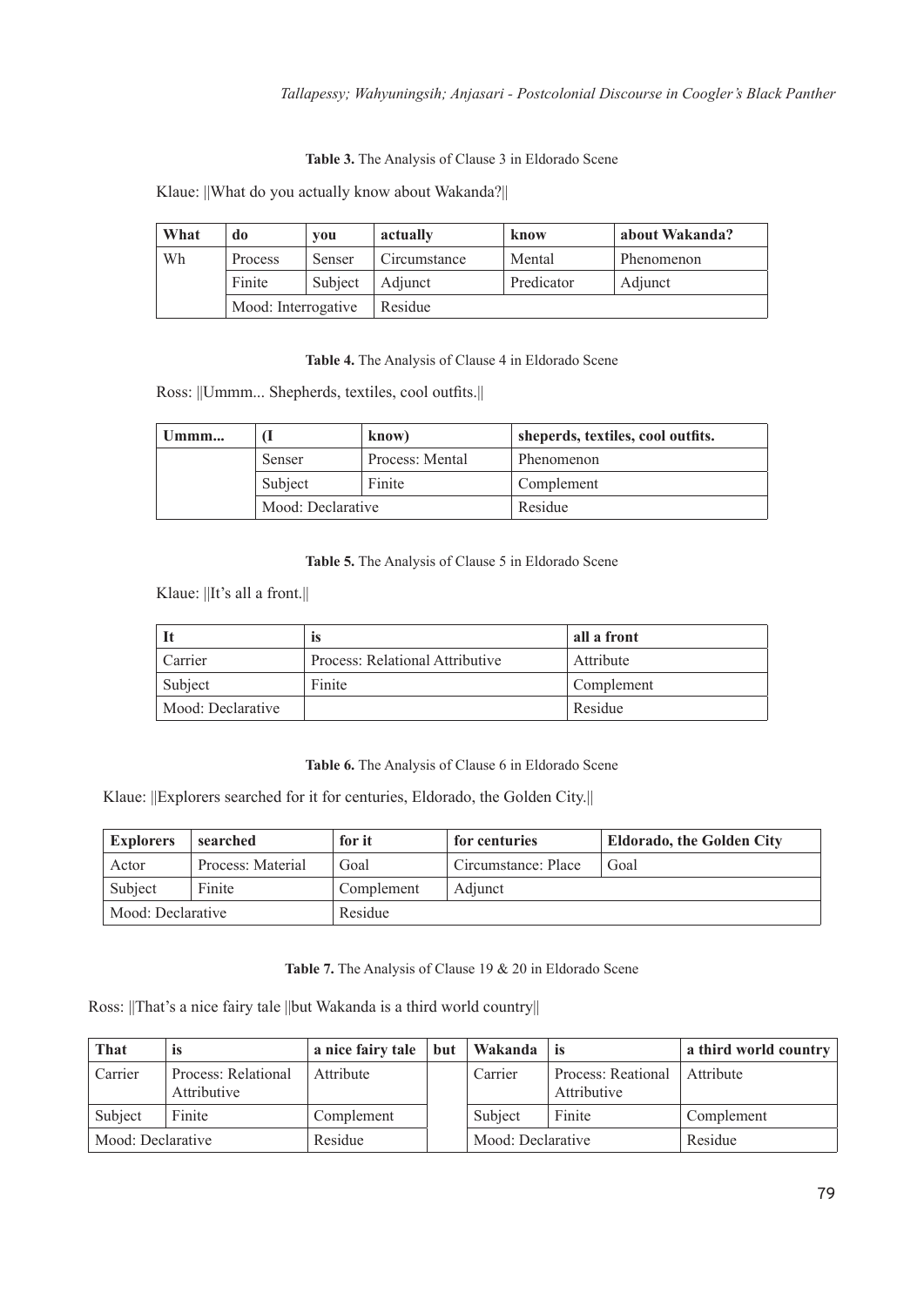**Table 3.** The Analysis of Clause 3 in Eldorado Scene

Klaue: ||What do you actually know about Wakanda?||

| What | do | you | actually | know | about Wakanda? |
|---|---|---|---|---|---|
| Wh | Process | Senser | Circumstance | Mental | Phenomenon |
| | Finite | Subject | Adjunct | Predicator | Adjunct |
| | Mood: Interrogative | | Residue | | |

**Table 4.** The Analysis of Clause 4 in Eldorado Scene

Ross: ||Ummm... Shepherds, textiles, cool outfits.||

| Ummm... | (I | know) | sheperds, textiles, cool outfits. |
|---|---|---|---|
| | Senser | Process: Mental | Phenomenon |
| | Subject | Finite | Complement |
| | Mood: Declarative | | Residue |

**Table 5.** The Analysis of Clause 5 in Eldorado Scene

Klaue: ||It's all a front.||

| It | is | all a front |
|---|---|---|
| Carrier | Process: Relational Attributive | Attribute |
| Subject | Finite | Complement |
| Mood: Declarative | | Residue |

**Table 6.** The Analysis of Clause 6 in Eldorado Scene

Klaue: ||Explorers searched for it for centuries, Eldorado, the Golden City.||

| Explorers | searched | for it | for centuries | Eldorado, the Golden City |
|---|---|---|---|---|
| Actor | Process: Material | Goal | Circumstance: Place | Goal |
| Subject | Finite | Complement | Adjunct | |
| Mood: Declarative | | Residue | | |

**Table 7.** The Analysis of Clause 19 & 20 in Eldorado Scene

Ross: ||That's a nice fairy tale ||but Wakanda is a third world country||

| That | is | a nice fairy tale | but | Wakanda | is | a third world country |
|---|---|---|---|---|---|---|
| Carrier | Process: Relational Attributive | Attribute | | Carrier | Process: Reational Attributive | Attribute |
| Subject | Finite | Complement | | Subject | Finite | Complement |
| Mood: Declarative | | Residue | | Mood: Declarative | | Residue |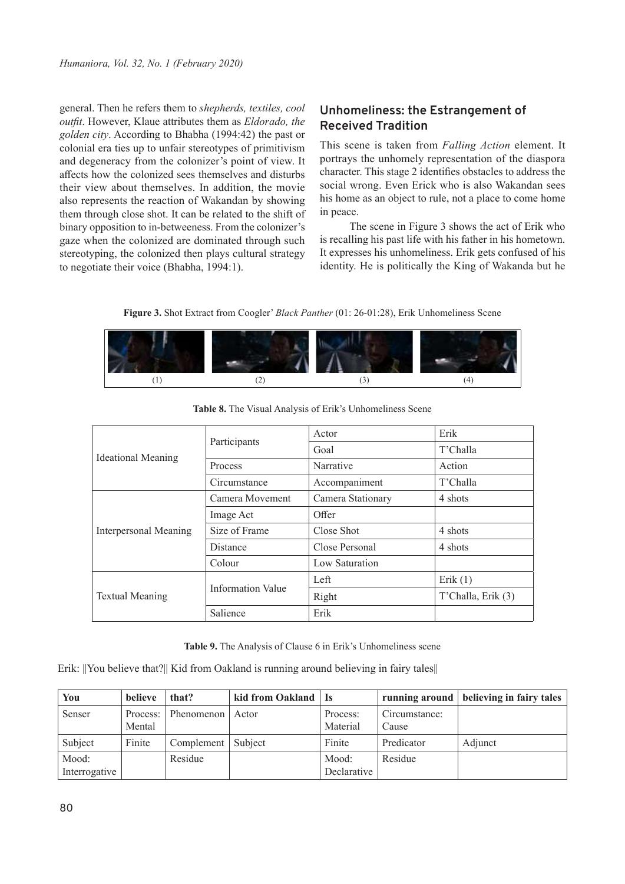general. Then he refers them to *shepherds, textiles, cool outfit*. However, Klaue attributes them as *Eldorado, the golden city*. According to Bhabha (1994:42) the past or colonial era ties up to unfair stereotypes of primitivism and degeneracy from the colonizer's point of view. It affects how the colonized sees themselves and disturbs their view about themselves. In addition, the movie also represents the reaction of Wakandan by showing them through close shot. It can be related to the shift of binary opposition to in-betweeness. From the colonizer's gaze when the colonized are dominated through such stereotyping, the colonized then plays cultural strategy to negotiate their voice (Bhabha, 1994:1).

## Unhomeliness: the Estrangement of Received Tradition

This scene is taken from *Falling Action* element. It portrays the unhomely representation of the diaspora character. This stage 2 identifies obstacles to address the social wrong. Even Erick who is also Wakandan sees his home as an object to rule, not a place to come home in peace.

The scene in Figure 3 shows the act of Erik who is recalling his past life with his father in his hometown. It expresses his unhomeliness. Erik gets confused of his identity. He is politically the King of Wakanda but he

**Figure 3.** Shot Extract from Coogler' *Black Panther* (01: 26-01:28), Erik Unhomeliness Scene

(1) (2) (3) (4)

**Table 8.** The Visual Analysis of Erik's Unhomeliness Scene

| | | | |
|---|---|---|---|
| Ideational Meaning | Participants | Actor | Erik |
| | | Goal | T'Challa |
| | Process | Narrative | Action |
| | Circumstance | Accompaniment | T'Challa |
| Interpersonal Meaning | Camera Movement | Camera Stationary | 4 shots |
| | Image Act | Offer | |
| | Size of Frame | Close Shot | 4 shots |
| | Distance | Close Personal | 4 shots |
| | Colour | Low Saturation | |
| Textual Meaning | Information Value | Left | Erik (1) |
| | | Right | T'Challa, Erik (3) |
| | Salience | Erik | |

**Table 9.** The Analysis of Clause 6 in Erik's Unhomeliness scene

Erik: ||You believe that?|| Kid from Oakland is running around believing in fairy tales||

| You | believe | that? | kid from Oakland | Is | running around | believing in fairy tales |
|---|---|---|---|---|---|---|
| Senser | Process: Mental | Phenomenon | Actor | Process: Material | Circumstance: Cause | |
| Subject | Finite | Complement | Subject | Finite | Predicator | Adjunct |
| Mood: Interrogative | | Residue | | Mood: Declarative | Residue | |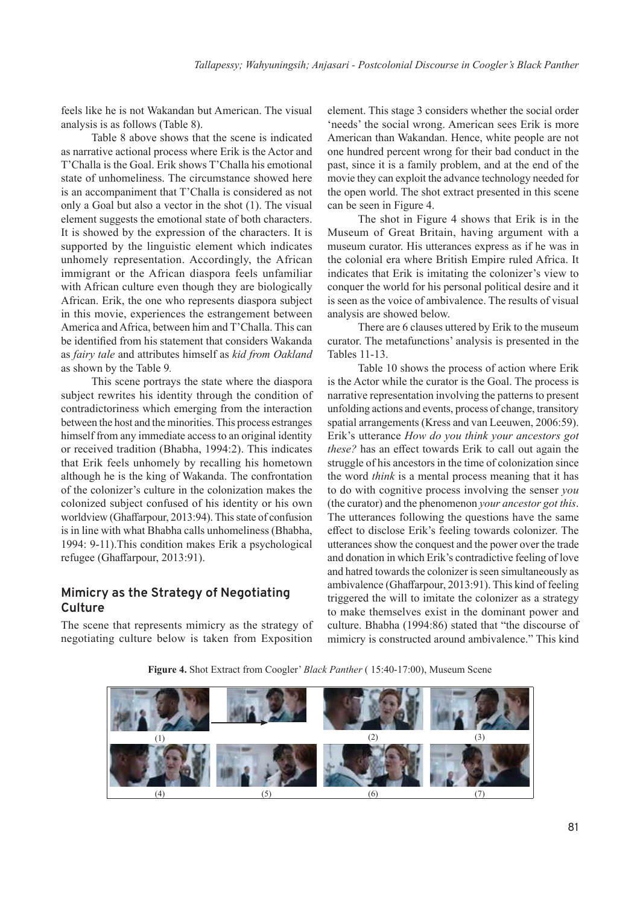feels like he is not Wakandan but American. The visual analysis is as follows (Table 8).

Table 8 above shows that the scene is indicated as narrative actional process where Erik is the Actor and T'Challa is the Goal. Erik shows T'Challa his emotional state of unhomeliness. The circumstance showed here is an accompaniment that T'Challa is considered as not only a Goal but also a vector in the shot (1). The visual element suggests the emotional state of both characters. It is showed by the expression of the characters. It is supported by the linguistic element which indicates unhomely representation. Accordingly, the African immigrant or the African diaspora feels unfamiliar with African culture even though they are biologically African. Erik, the one who represents diaspora subject in this movie, experiences the estrangement between America and Africa, between him and T'Challa. This can be identified from his statement that considers Wakanda as *fairy tale* and attributes himself as *kid from Oakland* as shown by the Table 9.

This scene portrays the state where the diaspora subject rewrites his identity through the condition of contradictoriness which emerging from the interaction between the host and the minorities. This process estranges himself from any immediate access to an original identity or received tradition (Bhabha, 1994:2). This indicates that Erik feels unhomely by recalling his hometown although he is the king of Wakanda. The confrontation of the colonizer's culture in the colonization makes the colonized subject confused of his identity or his own worldview (Ghaffarpour, 2013:94). This state of confusion is in line with what Bhabha calls unhomeliness (Bhabha, 1994: 9-11).This condition makes Erik a psychological refugee (Ghaffarpour, 2013:91).

## Mimicry as the Strategy of Negotiating Culture

The scene that represents mimicry as the strategy of negotiating culture below is taken from Exposition element. This stage 3 considers whether the social order 'needs' the social wrong. American sees Erik is more American than Wakandan. Hence, white people are not one hundred percent wrong for their bad conduct in the past, since it is a family problem, and at the end of the movie they can exploit the advance technology needed for the open world. The shot extract presented in this scene can be seen in Figure 4.

The shot in Figure 4 shows that Erik is in the Museum of Great Britain, having argument with a museum curator. His utterances express as if he was in the colonial era where British Empire ruled Africa. It indicates that Erik is imitating the colonizer's view to conquer the world for his personal political desire and it is seen as the voice of ambivalence. The results of visual analysis are showed below.

There are 6 clauses uttered by Erik to the museum curator. The metafunctions' analysis is presented in the Tables 11-13.

Table 10 shows the process of action where Erik is the Actor while the curator is the Goal. The process is narrative representation involving the patterns to present unfolding actions and events, process of change, transitory spatial arrangements (Kress and van Leeuwen, 2006:59). Erik's utterance *How do you think your ancestors got these?* has an effect towards Erik to call out again the struggle of his ancestors in the time of colonization since the word *think* is a mental process meaning that it has to do with cognitive process involving the senser *you* (the curator) and the phenomenon *your ancestor got this*. The utterances following the questions have the same effect to disclose Erik's feeling towards colonizer. The utterances show the conquest and the power over the trade and donation in which Erik's contradictive feeling of love and hatred towards the colonizer is seen simultaneously as ambivalence (Ghaffarpour, 2013:91). This kind of feeling triggered the will to imitate the colonizer as a strategy to make themselves exist in the dominant power and culture. Bhabha (1994:86) stated that "the discourse of mimicry is constructed around ambivalence." This kind

**Figure 4.** Shot Extract from Coogler' *Black Panther* ( 15:40-17:00), Museum Scene

(1) (2) (3) (4) (5) (6) (7)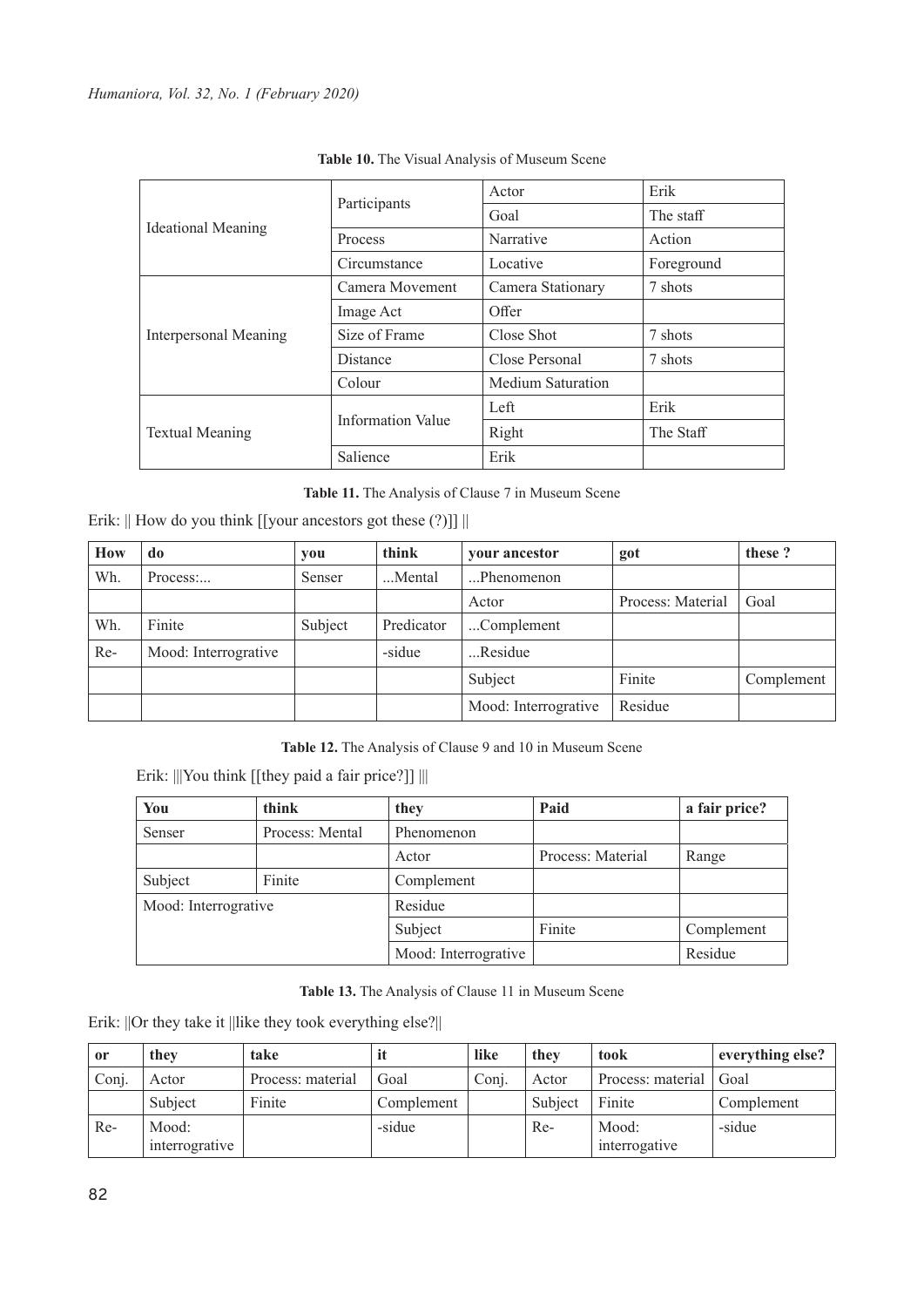**Table 10.** The Visual Analysis of Museum Scene

| | | | |
|---|---|---|---|
| Ideational Meaning | Participants | Actor | Erik |
| | | Goal | The staff |
| | Process | Narrative | Action |
| | Circumstance | Locative | Foreground |
| Interpersonal Meaning | Camera Movement | Camera Stationary | 7 shots |
| | Image Act | Offer | |
| | Size of Frame | Close Shot | 7 shots |
| | Distance | Close Personal | 7 shots |
| | Colour | Medium Saturation | |
| Textual Meaning | Information Value | Left | Erik |
| | | Right | The Staff |
| | Salience | Erik | |

**Table 11.** The Analysis of Clause 7 in Museum Scene

Erik: || How do you think [[your ancestors got these (?)]] ||

| How | do | you | think | your ancestor | got | these ? |
|---|---|---|---|---|---|---|
| Wh. | Process:... | Senser | ...Mental | ...Phenomenon | | |
| | | | | Actor | Process: Material | Goal |
| Wh. | Finite | Subject | Predicator | ...Complement | | |
| Re- | Mood: Interrogative | | -sidue | ...Residue | | |
| | | | | Subject | Finite | Complement |
| | | | | Mood: Interrogative | Residue | |

**Table 12.** The Analysis of Clause 9 and 10 in Museum Scene

Erik: |||You think [[they paid a fair price?]] |||

| You | think | they | Paid | a fair price? |
|---|---|---|---|---|
| Senser | Process: Mental | Phenomenon | | |
| | | Actor | Process: Material | Range |
| Subject | Finite | Complement | | |
| Mood: Interrogative | | Residue | | |
| | | Subject | Finite | Complement |
| | | Mood: Interrogative | | Residue |

**Table 13.** The Analysis of Clause 11 in Museum Scene

Erik: ||Or they take it ||like they took everything else?||

| or | they | take | it | like | they | took | everything else? |
|---|---|---|---|---|---|---|---|
| Conj. | Actor | Process: material | Goal | Conj. | Actor | Process: material | Goal |
| | Subject | Finite | Complement | | Subject | Finite | Complement |
| Re- | Mood: interrogative | | -sidue | | Re- | Mood: interrogative | -sidue |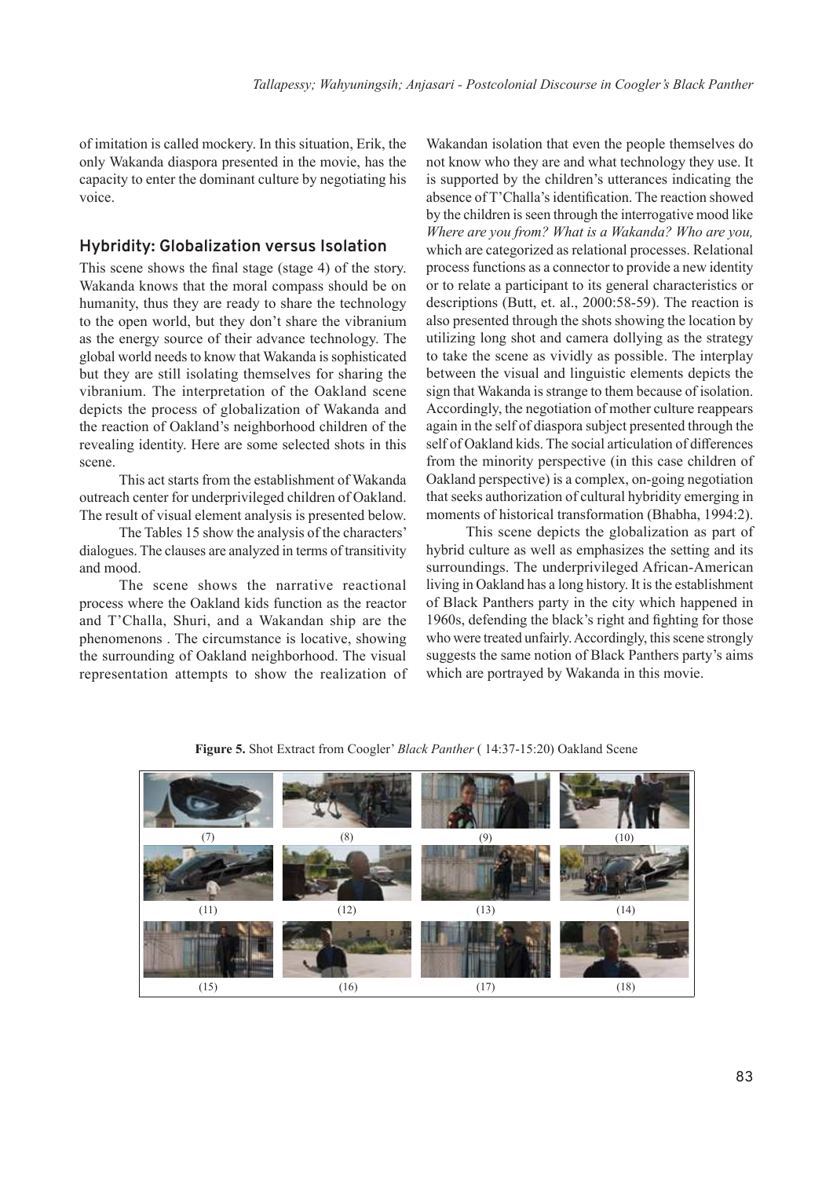of imitation is called mockery. In this situation, Erik, the only Wakanda diaspora presented in the movie, has the capacity to enter the dominant culture by negotiating his voice.

## Hybridity: Globalization versus Isolation

This scene shows the final stage (stage 4) of the story. Wakanda knows that the moral compass should be on humanity, thus they are ready to share the technology to the open world, but they don't share the vibranium as the energy source of their advance technology. The global world needs to know that Wakanda is sophisticated but they are still isolating themselves for sharing the vibranium. The interpretation of the Oakland scene depicts the process of globalization of Wakanda and the reaction of Oakland's neighborhood children of the revealing identity. Here are some selected shots in this scene.

This act starts from the establishment of Wakanda outreach center for underprivileged children of Oakland. The result of visual element analysis is presented below.

The Tables 15 show the analysis of the characters' dialogues. The clauses are analyzed in terms of transitivity and mood.

The scene shows the narrative reactional process where the Oakland kids function as the reactor and T'Challa, Shuri, and a Wakandan ship are the phenomenons . The circumstance is locative, showing the surrounding of Oakland neighborhood. The visual representation attempts to show the realization of Wakandan isolation that even the people themselves do not know who they are and what technology they use. It is supported by the children's utterances indicating the absence of T'Challa's identification. The reaction showed by the children is seen through the interrogative mood like *Where are you from? What is a Wakanda? Who are you,* which are categorized as relational processes. Relational process functions as a connector to provide a new identity or to relate a participant to its general characteristics or descriptions (Butt, et. al., 2000:58-59). The reaction is also presented through the shots showing the location by utilizing long shot and camera dollying as the strategy to take the scene as vividly as possible. The interplay between the visual and linguistic elements depicts the sign that Wakanda is strange to them because of isolation. Accordingly, the negotiation of mother culture reappears again in the self of diaspora subject presented through the self of Oakland kids. The social articulation of differences from the minority perspective (in this case children of Oakland perspective) is a complex, on-going negotiation that seeks authorization of cultural hybridity emerging in moments of historical transformation (Bhabha, 1994:2).

This scene depicts the globalization as part of hybrid culture as well as emphasizes the setting and its surroundings. The underprivileged African-American living in Oakland has a long history. It is the establishment of Black Panthers party in the city which happened in 1960s, defending the black's right and fighting for those who were treated unfairly. Accordingly, this scene strongly suggests the same notion of Black Panthers party's aims which are portrayed by Wakanda in this movie.

**Figure 5.** Shot Extract from Coogler' *Black Panther* ( 14:37-15:20) Oakland Scene

(7) (8) (9) (10)

(11) (12) (13) (14)

(15) (16) (17) (18)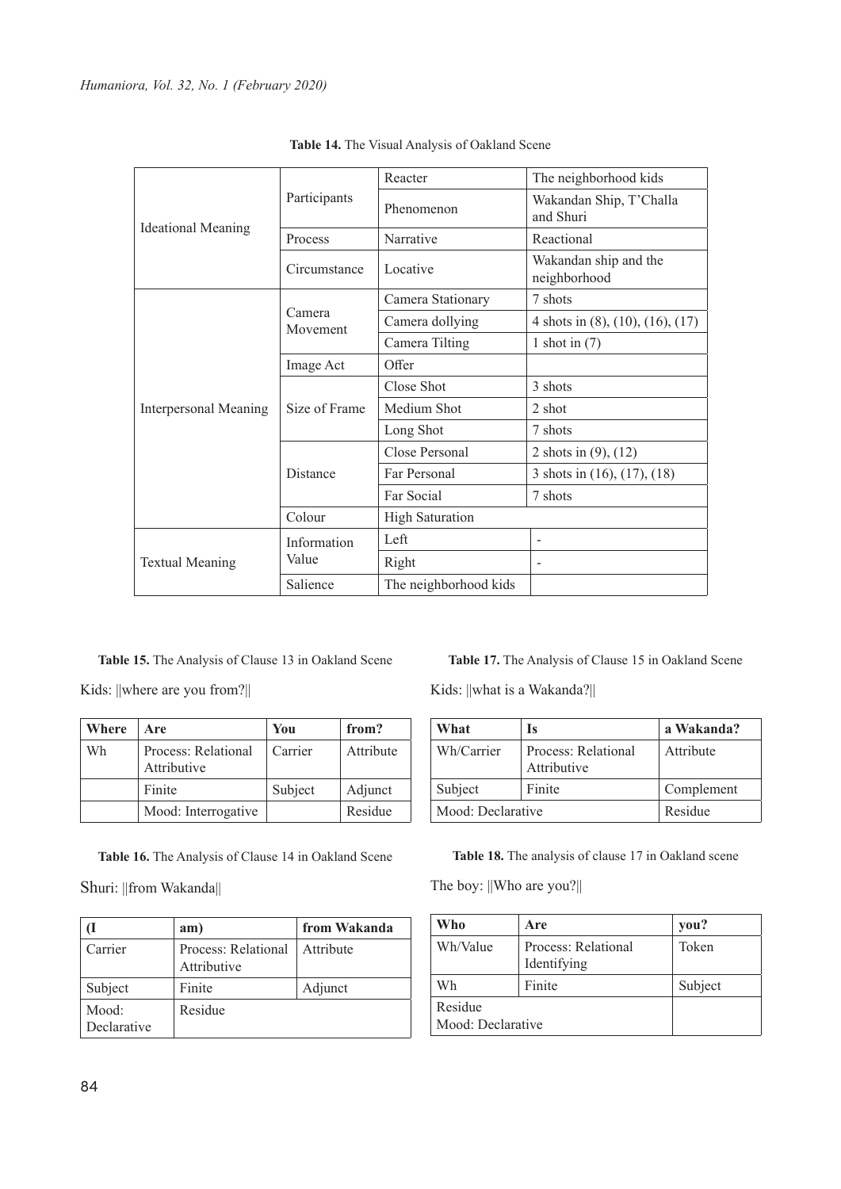**Table 14.** The Visual Analysis of Oakland Scene

| | | | |
|---|---|---|---|
| Ideational Meaning | Participants | Reacter | The neighborhood kids |
| | | Phenomenon | Wakandan Ship, T'Challa and Shuri |
| | Process | Narrative | Reactional |
| | Circumstance | Locative | Wakandan ship and the neighborhood |
| Interpersonal Meaning | Camera Movement | Camera Stationary | 7 shots |
| | | Camera dollying | 4 shots in (8), (10), (16), (17) |
| | | Camera Tilting | 1 shot in (7) |
| | Image Act | Offer | |
| | Size of Frame | Close Shot | 3 shots |
| | | Medium Shot | 2 shot |
| | | Long Shot | 7 shots |
| | Distance | Close Personal | 2 shots in (9), (12) |
| | | Far Personal | 3 shots in (16), (17), (18) |
| | | Far Social | 7 shots |
| | Colour | High Saturation | |
| Textual Meaning | Information Value | Left | - |
| | | Right | - |
| | Salience | The neighborhood kids | |

**Table 15.** The Analysis of Clause 13 in Oakland Scene

Kids: ||where are you from?||

| Where | Are | You | from? |
|---|---|---|---|
| Wh | Process: Relational Attributive | Carrier | Attribute |
| | Finite | Subject | Adjunct |
| | Mood: Interrogative | | Residue |

**Table 16.** The Analysis of Clause 14 in Oakland Scene

Shuri: ||from Wakanda||

| (I | am) | from Wakanda |
|---|---|---|
| Carrier | Process: Relational Attributive | Attribute |
| Subject | Finite | Adjunct |
| Mood: Declarative | Residue | |

**Table 17.** The Analysis of Clause 15 in Oakland Scene

Kids: ||what is a Wakanda?||

| What | Is | a Wakanda? |
|---|---|---|
| Wh/Carrier | Process: Relational Attributive | Attribute |
| Subject | Finite | Complement |
| Mood: Declarative | | Residue |

**Table 18.** The analysis of clause 17 in Oakland scene

The boy: ||Who are you?||

| Who | Are | you? |
|---|---|---|
| Wh/Value | Process: Relational Identifying | Token |
| Wh | Finite | Subject |
| Residue<br>Mood: Declarative | | |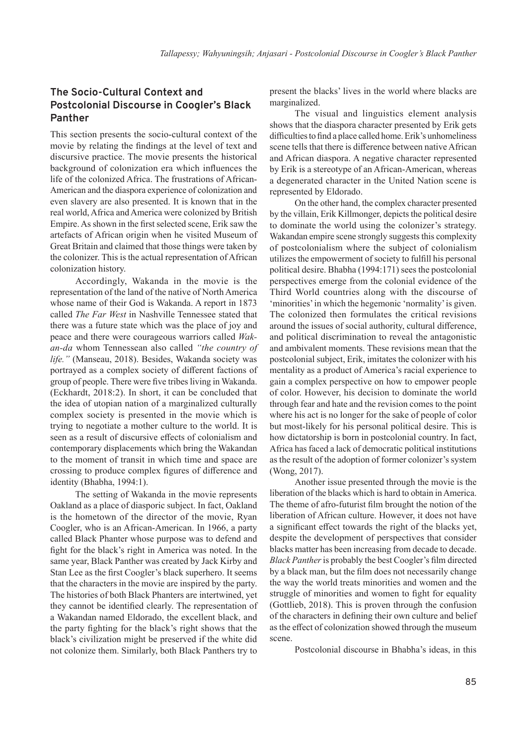## The Socio-Cultural Context and Postcolonial Discourse in Coogler's Black Panther

This section presents the socio-cultural context of the movie by relating the findings at the level of text and discursive practice. The movie presents the historical background of colonization era which influences the life of the colonized Africa. The frustrations of African-American and the diaspora experience of colonization and even slavery are also presented. It is known that in the real world, Africa and America were colonized by British Empire. As shown in the first selected scene, Erik saw the artefacts of African origin when he visited Museum of Great Britain and claimed that those things were taken by the colonizer. This is the actual representation of African colonization history.

Accordingly, Wakanda in the movie is the representation of the land of the native of North America whose name of their God is Wakanda. A report in 1873 called *The Far West* in Nashville Tennessee stated that there was a future state which was the place of joy and peace and there were courageous warriors called *Wak-an-da* whom Tennessean also called *"the country of life."* (Manseau, 2018). Besides, Wakanda society was portrayed as a complex society of different factions of group of people. There were five tribes living in Wakanda. (Eckhardt, 2018:2). In short, it can be concluded that the idea of utopian nation of a marginalized culturally complex society is presented in the movie which is trying to negotiate a mother culture to the world. It is seen as a result of discursive effects of colonialism and contemporary displacements which bring the Wakandan to the moment of transit in which time and space are crossing to produce complex figures of difference and identity (Bhabha, 1994:1).

The setting of Wakanda in the movie represents Oakland as a place of diasporic subject. In fact, Oakland is the hometown of the director of the movie, Ryan Coogler, who is an African-American. In 1966, a party called Black Phanter whose purpose was to defend and fight for the black's right in America was noted. In the same year, Black Panther was created by Jack Kirby and Stan Lee as the first Coogler's black superhero. It seems that the characters in the movie are inspired by the party. The histories of both Black Phanters are intertwined, yet they cannot be identified clearly. The representation of a Wakandan named Eldorado, the excellent black, and the party fighting for the black's right shows that the black's civilization might be preserved if the white did not colonize them. Similarly, both Black Panthers try to present the blacks' lives in the world where blacks are marginalized.

The visual and linguistics element analysis shows that the diaspora character presented by Erik gets difficulties to find a place called home. Erik's unhomeliness scene tells that there is difference between native African and African diaspora. A negative character represented by Erik is a stereotype of an African-American, whereas a degenerated character in the United Nation scene is represented by Eldorado.

On the other hand, the complex character presented by the villain, Erik Killmonger, depicts the political desire to dominate the world using the colonizer's strategy. Wakandan empire scene strongly suggests this complexity of postcolonialism where the subject of colonialism utilizes the empowerment of society to fulfill his personal political desire. Bhabha (1994:171) sees the postcolonial perspectives emerge from the colonial evidence of the Third World countries along with the discourse of 'minorities' in which the hegemonic 'normality' is given. The colonized then formulates the critical revisions around the issues of social authority, cultural difference, and political discrimination to reveal the antagonistic and ambivalent moments. These revisions mean that the postcolonial subject, Erik, imitates the colonizer with his mentality as a product of America's racial experience to gain a complex perspective on how to empower people of color. However, his decision to dominate the world through fear and hate and the revision comes to the point where his act is no longer for the sake of people of color but most-likely for his personal political desire. This is how dictatorship is born in postcolonial country. In fact, Africa has faced a lack of democratic political institutions as the result of the adoption of former colonizer's system (Wong, 2017).

Another issue presented through the movie is the liberation of the blacks which is hard to obtain in America. The theme of afro-futurist film brought the notion of the liberation of African culture. However, it does not have a significant effect towards the right of the blacks yet, despite the development of perspectives that consider blacks matter has been increasing from decade to decade. *Black Panther* is probably the best Coogler's film directed by a black man, but the film does not necessarily change the way the world treats minorities and women and the struggle of minorities and women to fight for equality (Gottlieb, 2018). This is proven through the confusion of the characters in defining their own culture and belief as the effect of colonization showed through the museum scene.

Postcolonial discourse in Bhabha's ideas, in this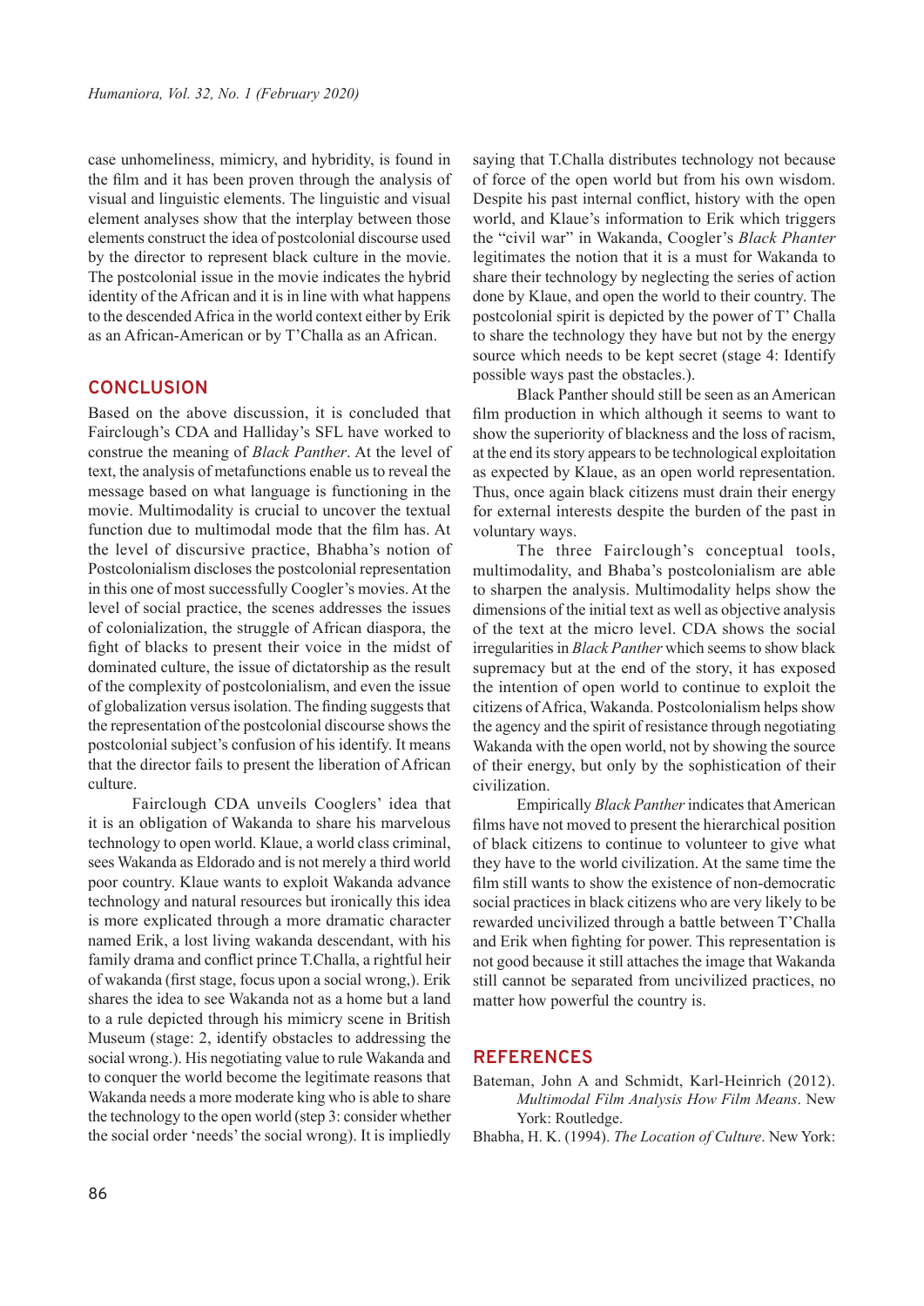case unhomeliness, mimicry, and hybridity, is found in the film and it has been proven through the analysis of visual and linguistic elements. The linguistic and visual element analyses show that the interplay between those elements construct the idea of postcolonial discourse used by the director to represent black culture in the movie. The postcolonial issue in the movie indicates the hybrid identity of the African and it is in line with what happens to the descended Africa in the world context either by Erik as an African-American or by T'Challa as an African.

## CONCLUSION

Based on the above discussion, it is concluded that Fairclough's CDA and Halliday's SFL have worked to construe the meaning of *Black Panther*. At the level of text, the analysis of metafunctions enable us to reveal the message based on what language is functioning in the movie. Multimodality is crucial to uncover the textual function due to multimodal mode that the film has. At the level of discursive practice, Bhabha's notion of Postcolonialism discloses the postcolonial representation in this one of most successfully Coogler's movies. At the level of social practice, the scenes addresses the issues of colonialization, the struggle of African diaspora, the fight of blacks to present their voice in the midst of dominated culture, the issue of dictatorship as the result of the complexity of postcolonialism, and even the issue of globalization versus isolation. The finding suggests that the representation of the postcolonial discourse shows the postcolonial subject's confusion of his identify. It means that the director fails to present the liberation of African culture.

Fairclough CDA unveils Cooglers' idea that it is an obligation of Wakanda to share his marvelous technology to open world. Klaue, a world class criminal, sees Wakanda as Eldorado and is not merely a third world poor country. Klaue wants to exploit Wakanda advance technology and natural resources but ironically this idea is more explicated through a more dramatic character named Erik, a lost living wakanda descendant, with his family drama and conflict prince T.Challa, a rightful heir of wakanda (first stage, focus upon a social wrong,). Erik shares the idea to see Wakanda not as a home but a land to a rule depicted through his mimicry scene in British Museum (stage: 2, identify obstacles to addressing the social wrong.). His negotiating value to rule Wakanda and to conquer the world become the legitimate reasons that Wakanda needs a more moderate king who is able to share the technology to the open world (step 3: consider whether the social order 'needs' the social wrong). It is impliedly saying that T.Challa distributes technology not because of force of the open world but from his own wisdom. Despite his past internal conflict, history with the open world, and Klaue's information to Erik which triggers the "civil war" in Wakanda, Coogler's *Black Phanter* legitimates the notion that it is a must for Wakanda to share their technology by neglecting the series of action done by Klaue, and open the world to their country. The postcolonial spirit is depicted by the power of T' Challa to share the technology they have but not by the energy source which needs to be kept secret (stage 4: Identify possible ways past the obstacles.).

Black Panther should still be seen as an American film production in which although it seems to want to show the superiority of blackness and the loss of racism, at the end its story appears to be technological exploitation as expected by Klaue, as an open world representation. Thus, once again black citizens must drain their energy for external interests despite the burden of the past in voluntary ways.

The three Fairclough's conceptual tools, multimodality, and Bhaba's postcolonialism are able to sharpen the analysis. Multimodality helps show the dimensions of the initial text as well as objective analysis of the text at the micro level. CDA shows the social irregularities in *Black Panther* which seems to show black supremacy but at the end of the story, it has exposed the intention of open world to continue to exploit the citizens of Africa, Wakanda. Postcolonialism helps show the agency and the spirit of resistance through negotiating Wakanda with the open world, not by showing the source of their energy, but only by the sophistication of their civilization.

Empirically *Black Panther* indicates that American films have not moved to present the hierarchical position of black citizens to continue to volunteer to give what they have to the world civilization. At the same time the film still wants to show the existence of non-democratic social practices in black citizens who are very likely to be rewarded uncivilized through a battle between T'Challa and Erik when fighting for power. This representation is not good because it still attaches the image that Wakanda still cannot be separated from uncivilized practices, no matter how powerful the country is.

## REFERENCES

Bateman, John A and Schmidt, Karl-Heinrich (2012). *Multimodal Film Analysis How Film Means*. New York: Routledge.

Bhabha, H. K. (1994). *The Location of Culture*. New York: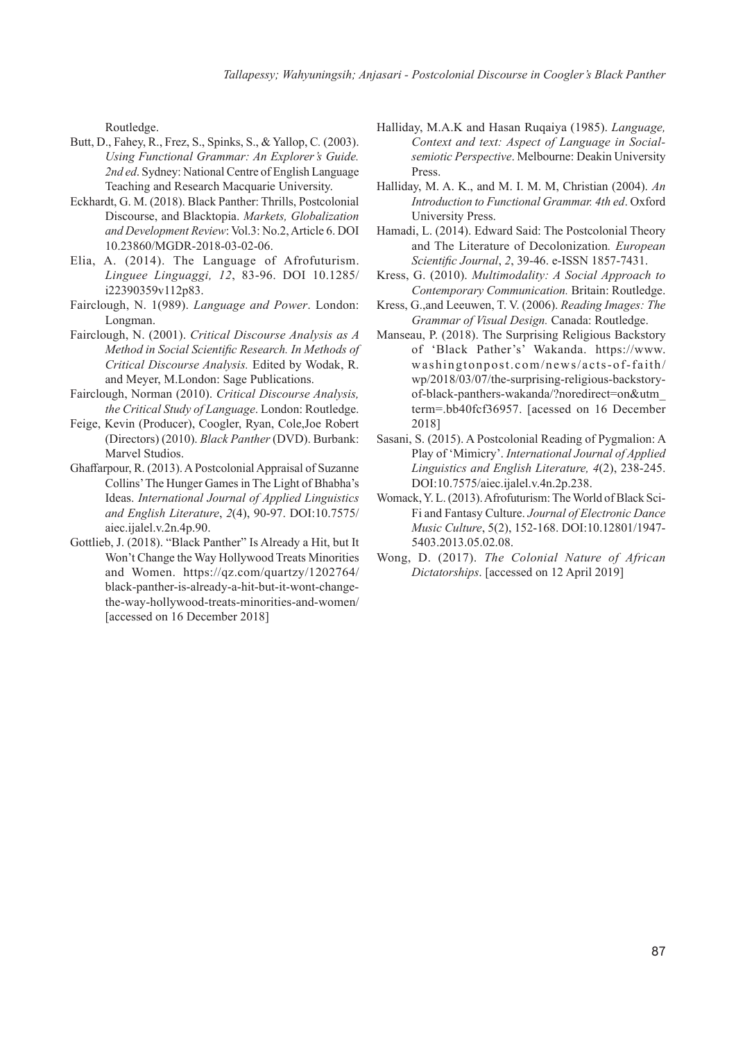Routledge.

Butt, D., Fahey, R., Frez, S., Spinks, S., & Yallop, C. (2003). *Using Functional Grammar: An Explorer's Guide. 2nd ed*. Sydney: National Centre of English Language Teaching and Research Macquarie University.

Eckhardt, G. M. (2018). Black Panther: Thrills, Postcolonial Discourse, and Blacktopia. *Markets, Globalization and Development Review*: Vol.3: No.2, Article 6. DOI 10.23860/MGDR-2018-03-02-06.

Elia, A. (2014). The Language of Afrofuturism. *Linguee Linguaggi, 12*, 83-96. DOI 10.1285/i22390359v112p83.

Fairclough, N. 1(989). *Language and Power*. London: Longman.

Fairclough, N. (2001). *Critical Discourse Analysis as A Method in Social Scientific Research. In Methods of Critical Discourse Analysis.* Edited by Wodak, R. and Meyer, M.London: Sage Publications.

Fairclough, Norman (2010). *Critical Discourse Analysis, the Critical Study of Language*. London: Routledge.

Feige, Kevin (Producer), Coogler, Ryan, Cole,Joe Robert (Directors) (2010). *Black Panther* (DVD). Burbank: Marvel Studios.

Ghaffarpour, R. (2013). A Postcolonial Appraisal of Suzanne Collins' The Hunger Games in The Light of Bhabha's Ideas. *International Journal of Applied Linguistics and English Literature*, *2*(4), 90-97. DOI:10.7575/aiec.ijalel.v.2n.4p.90.

Gottlieb, J. (2018). "Black Panther" Is Already a Hit, but It Won't Change the Way Hollywood Treats Minorities and Women. https://qz.com/quartzy/1202764/black-panther-is-already-a-hit-but-it-wont-change-the-way-hollywood-treats-minorities-and-women/ [accessed on 16 December 2018]

Halliday, M.A.K and Hasan Ruqaiya (1985). *Language, Context and text: Aspect of Language in Social-semiotic Perspective*. Melbourne: Deakin University Press.

Halliday, M. A. K., and M. I. M. M, Christian (2004). *An Introduction to Functional Grammar. 4th ed*. Oxford University Press.

Hamadi, L. (2014). Edward Said: The Postcolonial Theory and The Literature of Decolonization*. European Scientific Journal*, *2*, 39-46. e-ISSN 1857-7431.

Kress, G. (2010). *Multimodality: A Social Approach to Contemporary Communication.* Britain: Routledge.

Kress, G.,and Leeuwen, T. V. (2006). *Reading Images: The Grammar of Visual Design.* Canada: Routledge.

Manseau, P. (2018). The Surprising Religious Backstory of 'Black Pather's' Wakanda. https://www.washingtonpost.com/news/acts-of-faith/wp/2018/03/07/the-surprising-religious-backstory-of-black-panthers-wakanda/?noredirect=on&utm_term=.bb40fcf36957. [acessed on 16 December 2018]

Sasani, S. (2015). A Postcolonial Reading of Pygmalion: A Play of 'Mimicry'. *International Journal of Applied Linguistics and English Literature, 4*(2), 238-245. DOI:10.7575/aiec.ijalel.v.4n.2p.238.

Womack, Y. L. (2013). Afrofuturism: The World of Black Sci-Fi and Fantasy Culture. *Journal of Electronic Dance Music Culture*, 5(2), 152-168. DOI:10.12801/1947-5403.2013.05.02.08.

Wong, D. (2017). *The Colonial Nature of African Dictatorships*. [accessed on 12 April 2019]